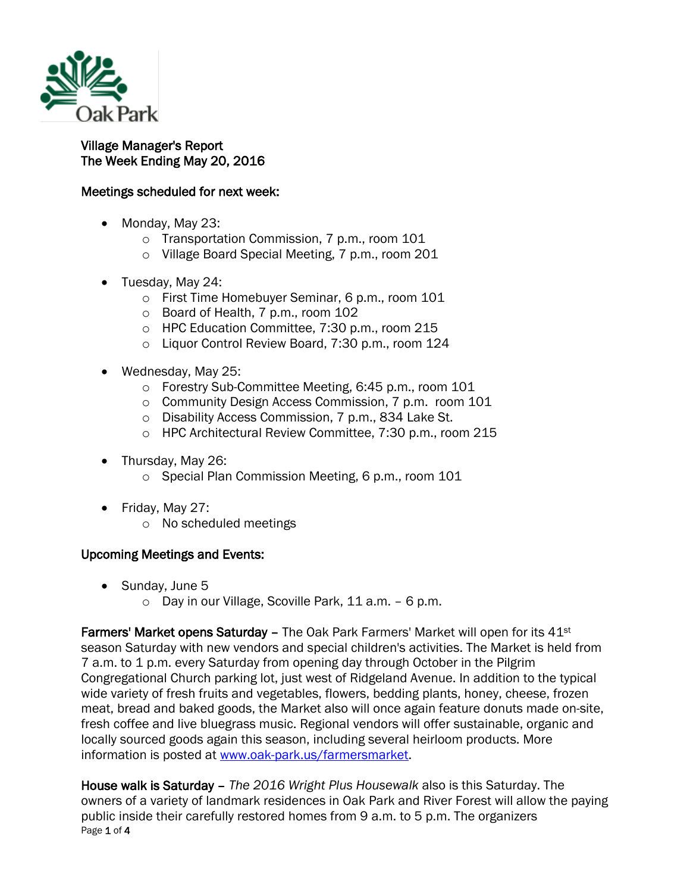# Village Manager's Report
## The Week Ending May 20, 2016

### Meetings scheduled for next week:

- Monday, May 23:
  - Transportation Commission, 7 p.m., room 101
  - Village Board Special Meeting, 7 p.m., room 201
- Tuesday, May 24:
  - First Time Homebuyer Seminar, 6 p.m., room 101
  - Board of Health, 7 p.m., room 102
  - HPC Education Committee, 7:30 p.m., room 215
  - Liquor Control Review Board, 7:30 p.m., room 124
- Wednesday, May 25:
  - Forestry Sub-Committee Meeting, 6:45 p.m., room 101
  - Community Design Access Commission, 7 p.m. room 101
  - Disability Access Commission, 7 p.m., 834 Lake St.
  - HPC Architectural Review Committee, 7:30 p.m., room 215
- Thursday, May 26:
  - Special Plan Commission Meeting, 6 p.m., room 101
- Friday, May 27:
  - No scheduled meetings

### Upcoming Meetings and Events:

- Sunday, June 5
  - Day in our Village, Scoville Park, 11 a.m. – 6 p.m.

**Farmers' Market opens Saturday** – The Oak Park Farmers' Market will open for its 41st season Saturday with new vendors and special children's activities. The Market is held from 7 a.m. to 1 p.m. every Saturday from opening day through October in the Pilgrim Congregational Church parking lot, just west of Ridgeland Avenue. In addition to the typical wide variety of fresh fruits and vegetables, flowers, bedding plants, honey, cheese, frozen meat, bread and baked goods, the Market also will once again feature donuts made on-site, fresh coffee and live bluegrass music. Regional vendors will offer sustainable, organic and locally sourced goods again this season, including several heirloom products. More information is posted at www.oak-park.us/farmersmarket.

**House walk is Saturday** – *The 2016 Wright Plus Housewalk* also is this Saturday. The owners of a variety of landmark residences in Oak Park and River Forest will allow the paying public inside their carefully restored homes from 9 a.m. to 5 p.m. The organizers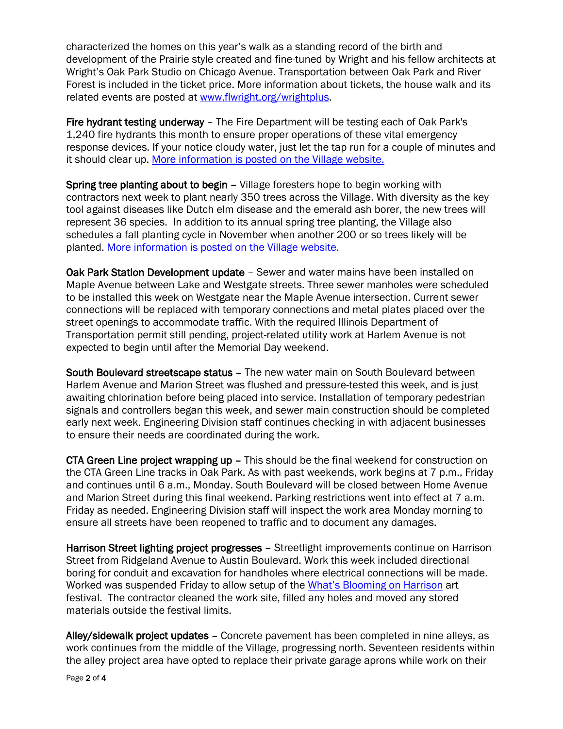characterized the homes on this year's walk as a standing record of the birth and development of the Prairie style created and fine-tuned by Wright and his fellow architects at Wright's Oak Park Studio on Chicago Avenue. Transportation between Oak Park and River Forest is included in the ticket price. More information about tickets, the house walk and its related events are posted at [www.flwright.org/wrightplus](www.flwright.org/wrightplus).

**Fire hydrant testing underway** – The Fire Department will be testing each of Oak Park's 1,240 fire hydrants this month to ensure proper operations of these vital emergency response devices. If your notice cloudy water, just let the tap run for a couple of minutes and it should clear up. More information is posted on the Village website.

**Spring tree planting about to begin** – Village foresters hope to begin working with contractors next week to plant nearly 350 trees across the Village. With diversity as the key tool against diseases like Dutch elm disease and the emerald ash borer, the new trees will represent 36 species. In addition to its annual spring tree planting, the Village also schedules a fall planting cycle in November when another 200 or so trees likely will be planted. More information is posted on the Village website.

**Oak Park Station Development update** – Sewer and water mains have been installed on Maple Avenue between Lake and Westgate streets. Three sewer manholes were scheduled to be installed this week on Westgate near the Maple Avenue intersection. Current sewer connections will be replaced with temporary connections and metal plates placed over the street openings to accommodate traffic. With the required Illinois Department of Transportation permit still pending, project-related utility work at Harlem Avenue is not expected to begin until after the Memorial Day weekend.

**South Boulevard streetscape status** – The new water main on South Boulevard between Harlem Avenue and Marion Street was flushed and pressure-tested this week, and is just awaiting chlorination before being placed into service. Installation of temporary pedestrian signals and controllers began this week, and sewer main construction should be completed early next week. Engineering Division staff continues checking in with adjacent businesses to ensure their needs are coordinated during the work.

**CTA Green Line project wrapping up** – This should be the final weekend for construction on the CTA Green Line tracks in Oak Park. As with past weekends, work begins at 7 p.m., Friday and continues until 6 a.m., Monday. South Boulevard will be closed between Home Avenue and Marion Street during this final weekend. Parking restrictions went into effect at 7 a.m. Friday as needed. Engineering Division staff will inspect the work area Monday morning to ensure all streets have been reopened to traffic and to document any damages.

**Harrison Street lighting project progresses** – Streetlight improvements continue on Harrison Street from Ridgeland Avenue to Austin Boulevard. Work this week included directional boring for conduit and excavation for handholes where electrical connections will be made. Worked was suspended Friday to allow setup of the What's Blooming on Harrison art festival. The contractor cleaned the work site, filled any holes and moved any stored materials outside the festival limits.

**Alley/sidewalk project updates** – Concrete pavement has been completed in nine alleys, as work continues from the middle of the Village, progressing north. Seventeen residents within the alley project area have opted to replace their private garage aprons while work on their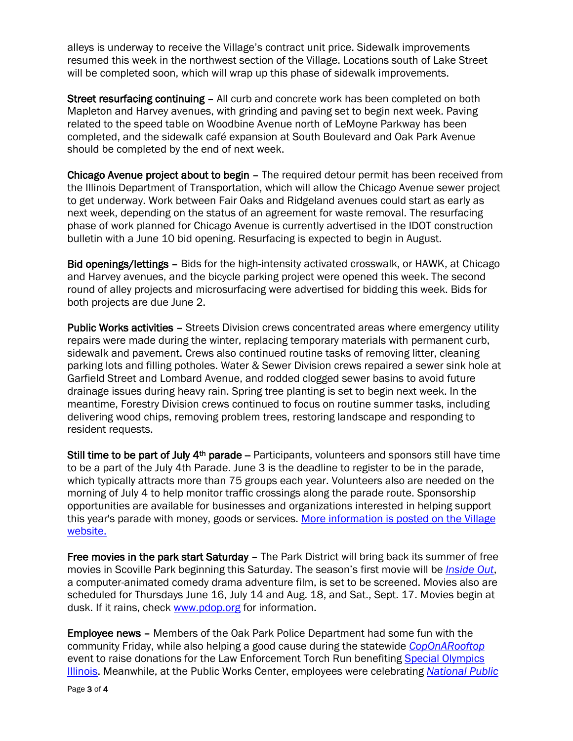alleys is underway to receive the Village's contract unit price. Sidewalk improvements resumed this week in the northwest section of the Village. Locations south of Lake Street will be completed soon, which will wrap up this phase of sidewalk improvements.

**Street resurfacing continuing** – All curb and concrete work has been completed on both Mapleton and Harvey avenues, with grinding and paving set to begin next week. Paving related to the speed table on Woodbine Avenue north of LeMoyne Parkway has been completed, and the sidewalk café expansion at South Boulevard and Oak Park Avenue should be completed by the end of next week.

**Chicago Avenue project about to begin** – The required detour permit has been received from the Illinois Department of Transportation, which will allow the Chicago Avenue sewer project to get underway. Work between Fair Oaks and Ridgeland avenues could start as early as next week, depending on the status of an agreement for waste removal. The resurfacing phase of work planned for Chicago Avenue is currently advertised in the IDOT construction bulletin with a June 10 bid opening. Resurfacing is expected to begin in August.

**Bid openings/lettings** – Bids for the high-intensity activated crosswalk, or HAWK, at Chicago and Harvey avenues, and the bicycle parking project were opened this week. The second round of alley projects and microsurfacing were advertised for bidding this week. Bids for both projects are due June 2.

**Public Works activities** – Streets Division crews concentrated areas where emergency utility repairs were made during the winter, replacing temporary materials with permanent curb, sidewalk and pavement. Crews also continued routine tasks of removing litter, cleaning parking lots and filling potholes. Water & Sewer Division crews repaired a sewer sink hole at Garfield Street and Lombard Avenue, and rodded clogged sewer basins to avoid future drainage issues during heavy rain. Spring tree planting is set to begin next week. In the meantime, Forestry Division crews continued to focus on routine summer tasks, including delivering wood chips, removing problem trees, restoring landscape and responding to resident requests.

**Still time to be part of July 4th parade** – Participants, volunteers and sponsors still have time to be a part of the July 4th Parade. June 3 is the deadline to register to be in the parade, which typically attracts more than 75 groups each year. Volunteers also are needed on the morning of July 4 to help monitor traffic crossings along the parade route. Sponsorship opportunities are available for businesses and organizations interested in helping support this year's parade with money, goods or services. More information is posted on the Village website.

**Free movies in the park start Saturday** – The Park District will bring back its summer of free movies in Scoville Park beginning this Saturday. The season's first movie will be *Inside Out*, a computer-animated comedy drama adventure film, is set to be screened. Movies also are scheduled for Thursdays June 16, July 14 and Aug. 18, and Sat., Sept. 17. Movies begin at dusk. If it rains, check www.pdop.org for information.

**Employee news** – Members of the Oak Park Police Department had some fun with the community Friday, while also helping a good cause during the statewide *CopOnARooftop* event to raise donations for the Law Enforcement Torch Run benefiting Special Olympics Illinois. Meanwhile, at the Public Works Center, employees were celebrating *National Public*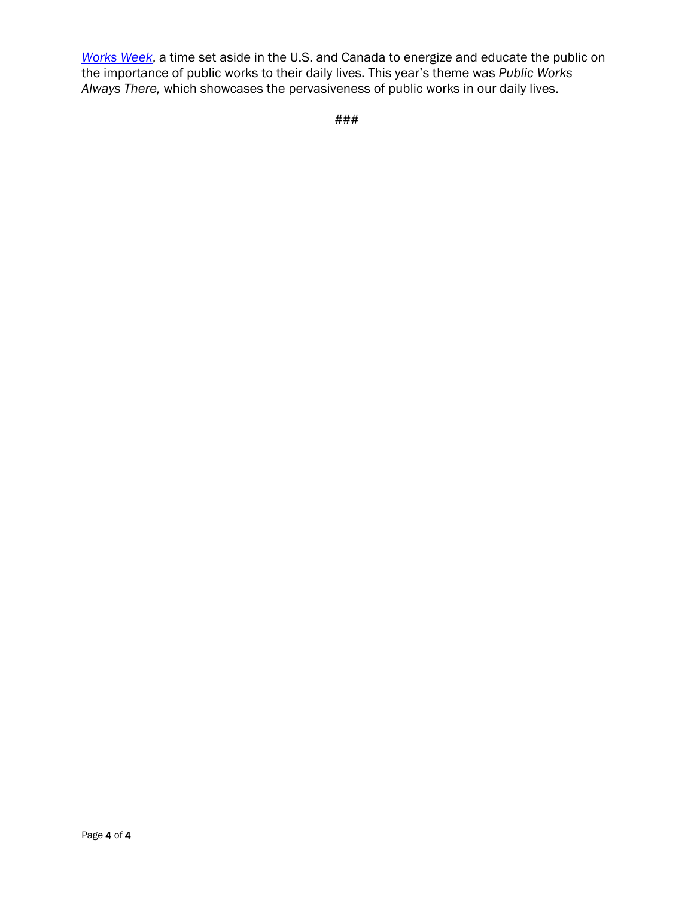*Works Week*, a time set aside in the U.S. and Canada to energize and educate the public on the importance of public works to their daily lives. This year's theme was *Public Works Always There,* which showcases the pervasiveness of public works in our daily lives.

###